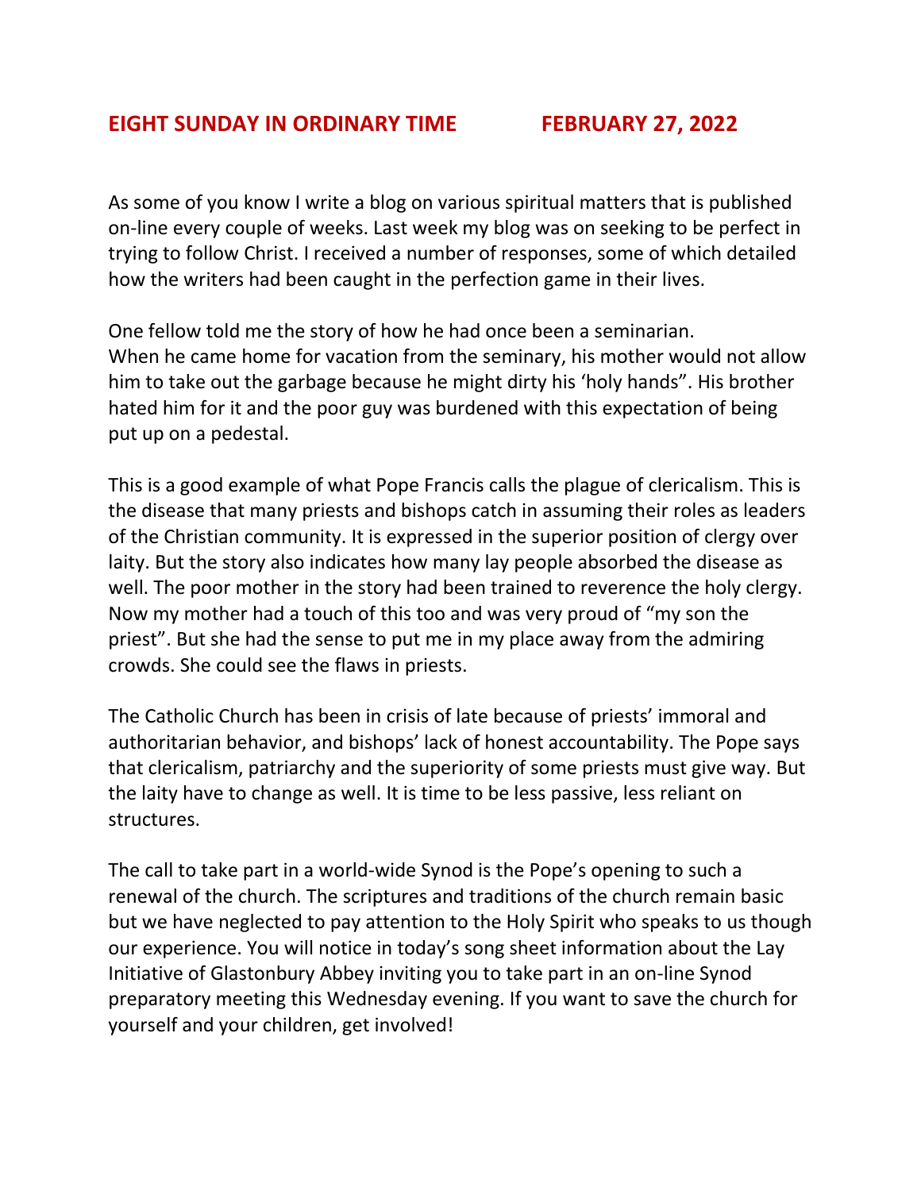# EIGHT SUNDAY IN ORDINARY TIME FEBRUARY 27, 2022

As some of you know I write a blog on various spiritual matters that is published on-line every couple of weeks. Last week my blog was on seeking to be perfect in trying to follow Christ. I received a number of responses, some of which detailed how the writers had been caught in the perfection game in their lives.

One fellow told me the story of how he had once been a seminarian. When he came home for vacation from the seminary, his mother would not allow him to take out the garbage because he might dirty his 'holy hands". His brother hated him for it and the poor guy was burdened with this expectation of being put up on a pedestal.

This is a good example of what Pope Francis calls the plague of clericalism. This is the disease that many priests and bishops catch in assuming their roles as leaders of the Christian community. It is expressed in the superior position of clergy over laity. But the story also indicates how many lay people absorbed the disease as well. The poor mother in the story had been trained to reverence the holy clergy. Now my mother had a touch of this too and was very proud of "my son the priest". But she had the sense to put me in my place away from the admiring crowds. She could see the flaws in priests.

The Catholic Church has been in crisis of late because of priests' immoral and authoritarian behavior, and bishops' lack of honest accountability. The Pope says that clericalism, patriarchy and the superiority of some priests must give way. But the laity have to change as well. It is time to be less passive, less reliant on structures.

The call to take part in a world-wide Synod is the Pope's opening to such a renewal of the church. The scriptures and traditions of the church remain basic but we have neglected to pay attention to the Holy Spirit who speaks to us though our experience. You will notice in today's song sheet information about the Lay Initiative of Glastonbury Abbey inviting you to take part in an on-line Synod preparatory meeting this Wednesday evening. If you want to save the church for yourself and your children, get involved!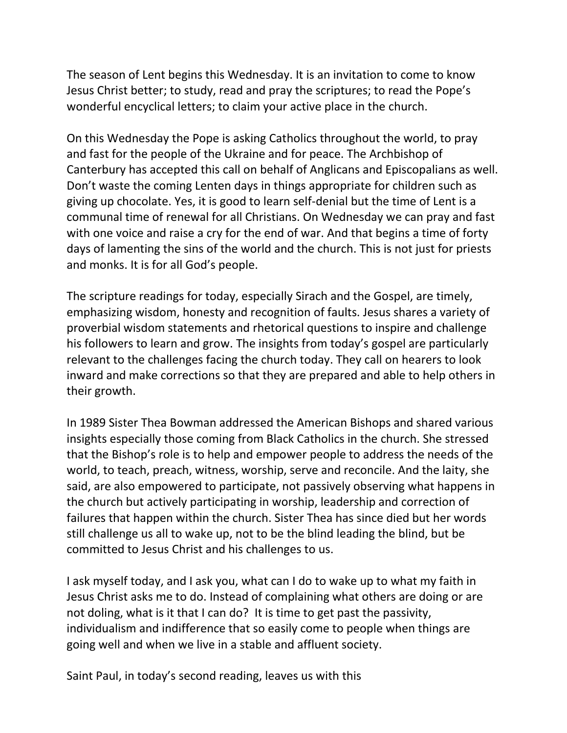The season of Lent begins this Wednesday. It is an invitation to come to know Jesus Christ better; to study, read and pray the scriptures; to read the Pope's wonderful encyclical letters; to claim your active place in the church.

On this Wednesday the Pope is asking Catholics throughout the world, to pray and fast for the people of the Ukraine and for peace. The Archbishop of Canterbury has accepted this call on behalf of Anglicans and Episcopalians as well. Don't waste the coming Lenten days in things appropriate for children such as giving up chocolate. Yes, it is good to learn self-denial but the time of Lent is a communal time of renewal for all Christians. On Wednesday we can pray and fast with one voice and raise a cry for the end of war. And that begins a time of forty days of lamenting the sins of the world and the church. This is not just for priests and monks. It is for all God's people.

The scripture readings for today, especially Sirach and the Gospel, are timely, emphasizing wisdom, honesty and recognition of faults. Jesus shares a variety of proverbial wisdom statements and rhetorical questions to inspire and challenge his followers to learn and grow. The insights from today's gospel are particularly relevant to the challenges facing the church today. They call on hearers to look inward and make corrections so that they are prepared and able to help others in their growth.

In 1989 Sister Thea Bowman addressed the American Bishops and shared various insights especially those coming from Black Catholics in the church. She stressed that the Bishop's role is to help and empower people to address the needs of the world, to teach, preach, witness, worship, serve and reconcile. And the laity, she said, are also empowered to participate, not passively observing what happens in the church but actively participating in worship, leadership and correction of failures that happen within the church. Sister Thea has since died but her words still challenge us all to wake up, not to be the blind leading the blind, but be committed to Jesus Christ and his challenges to us.

I ask myself today, and I ask you, what can I do to wake up to what my faith in Jesus Christ asks me to do. Instead of complaining what others are doing or are not doling, what is it that I can do? It is time to get past the passivity, individualism and indifference that so easily come to people when things are going well and when we live in a stable and affluent society.

Saint Paul, in today's second reading, leaves us with this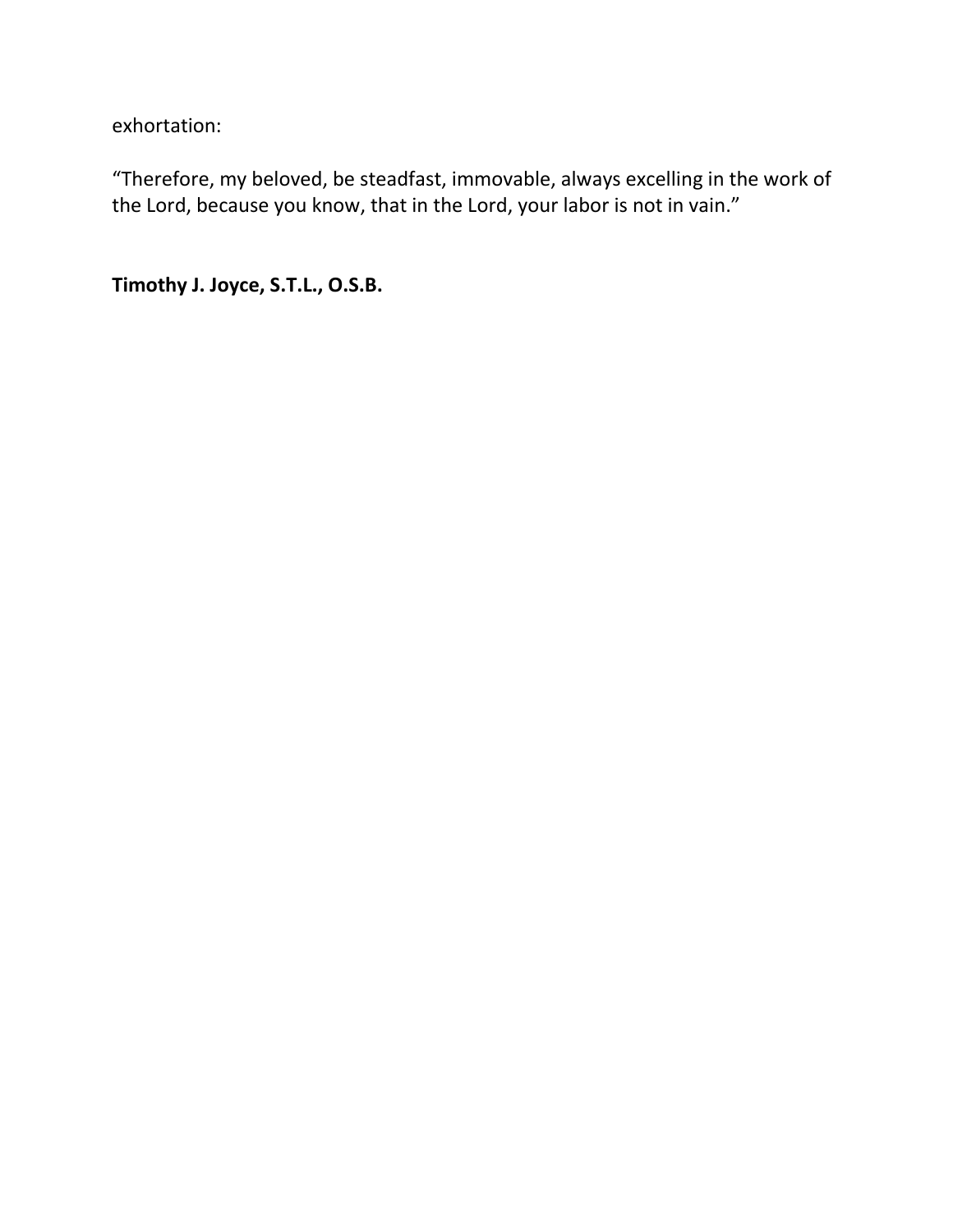exhortation:

"Therefore, my beloved, be steadfast, immovable, always excelling in the work of the Lord, because you know, that in the Lord, your labor is not in vain."

**Timothy J. Joyce, S.T.L., O.S.B.**